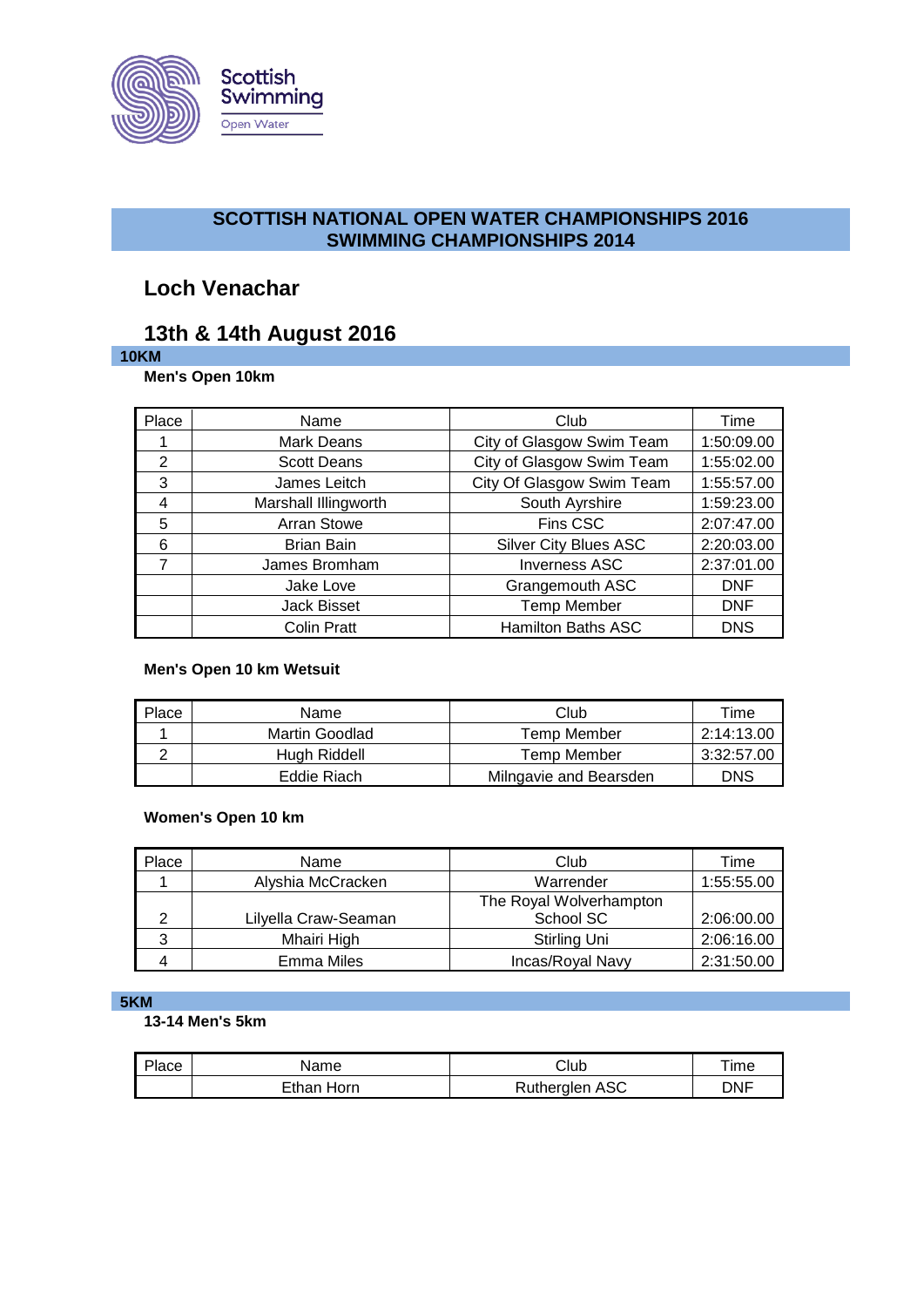Scottish Swimming
Open Water

# SCOTTISH NATIONAL OPEN WATER CHAMPIONSHIPS 2016
# SWIMMING CHAMPIONSHIPS 2014

## Loch Venachar

## 13th & 14th August 2016

### 10KM

**Men's Open 10km**

| Place | Name | Club | Time |
|---|---|---|---|
| 1 | Mark Deans | City of Glasgow Swim Team | 1:50:09.00 |
| 2 | Scott Deans | City of Glasgow Swim Team | 1:55:02.00 |
| 3 | James Leitch | City Of Glasgow Swim Team | 1:55:57.00 |
| 4 | Marshall Illingworth | South Ayrshire | 1:59:23.00 |
| 5 | Arran Stowe | Fins CSC | 2:07:47.00 |
| 6 | Brian Bain | Silver City Blues ASC | 2:20:03.00 |
| 7 | James Bromham | Inverness ASC | 2:37:01.00 |
| | Jake Love | Grangemouth ASC | DNF |
| | Jack Bisset | Temp Member | DNF |
| | Colin Pratt | Hamilton Baths ASC | DNS |

**Men's Open 10 km Wetsuit**

| Place | Name | Club | Time |
|---|---|---|---|
| 1 | Martin Goodlad | Temp Member | 2:14:13.00 |
| 2 | Hugh Riddell | Temp Member | 3:32:57.00 |
| | Eddie Riach | Milngavie and Bearsden | DNS |

**Women's Open 10 km**

| Place | Name | Club | Time |
|---|---|---|---|
| 1 | Alyshia McCracken | Warrender | 1:55:55.00 |
| 2 | Lilyella Craw-Seaman | The Royal Wolverhampton School SC | 2:06:00.00 |
| 3 | Mhairi High | Stirling Uni | 2:06:16.00 |
| 4 | Emma Miles | Incas/Royal Navy | 2:31:50.00 |

### 5KM

**13-14 Men's 5km**

| Place | Name | Club | Time |
|---|---|---|---|
| | Ethan Horn | Rutherglen ASC | DNF |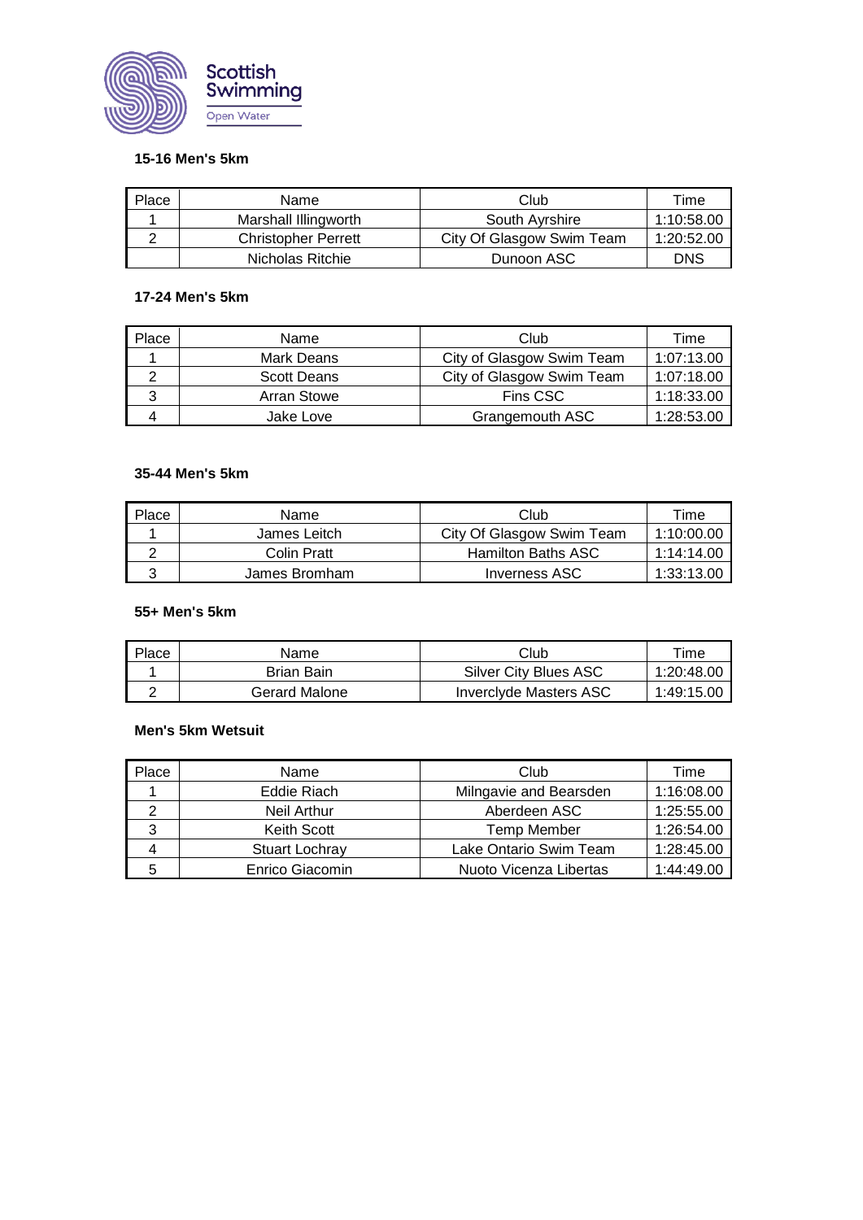Scottish Swimming

Open Water

### 15-16 Men's 5km

| Place | Name | Club | Time |
|---|---|---|---|
| 1 | Marshall Illingworth | South Ayrshire | 1:10:58.00 |
| 2 | Christopher Perrett | City Of Glasgow Swim Team | 1:20:52.00 |
| | Nicholas Ritchie | Dunoon ASC | DNS |

### 17-24 Men's 5km

| Place | Name | Club | Time |
|---|---|---|---|
| 1 | Mark Deans | City of Glasgow Swim Team | 1:07:13.00 |
| 2 | Scott Deans | City of Glasgow Swim Team | 1:07:18.00 |
| 3 | Arran Stowe | Fins CSC | 1:18:33.00 |
| 4 | Jake Love | Grangemouth ASC | 1:28:53.00 |

### 35-44 Men's 5km

| Place | Name | Club | Time |
|---|---|---|---|
| 1 | James Leitch | City Of Glasgow Swim Team | 1:10:00.00 |
| 2 | Colin Pratt | Hamilton Baths ASC | 1:14:14.00 |
| 3 | James Bromham | Inverness ASC | 1:33:13.00 |

### 55+ Men's 5km

| Place | Name | Club | Time |
|---|---|---|---|
| 1 | Brian Bain | Silver City Blues ASC | 1:20:48.00 |
| 2 | Gerard Malone | Inverclyde Masters ASC | 1:49:15.00 |

### Men's 5km Wetsuit

| Place | Name | Club | Time |
|---|---|---|---|
| 1 | Eddie Riach | Milngavie and Bearsden | 1:16:08.00 |
| 2 | Neil Arthur | Aberdeen ASC | 1:25:55.00 |
| 3 | Keith Scott | Temp Member | 1:26:54.00 |
| 4 | Stuart Lochray | Lake Ontario Swim Team | 1:28:45.00 |
| 5 | Enrico Giacomin | Nuoto Vicenza Libertas | 1:44:49.00 |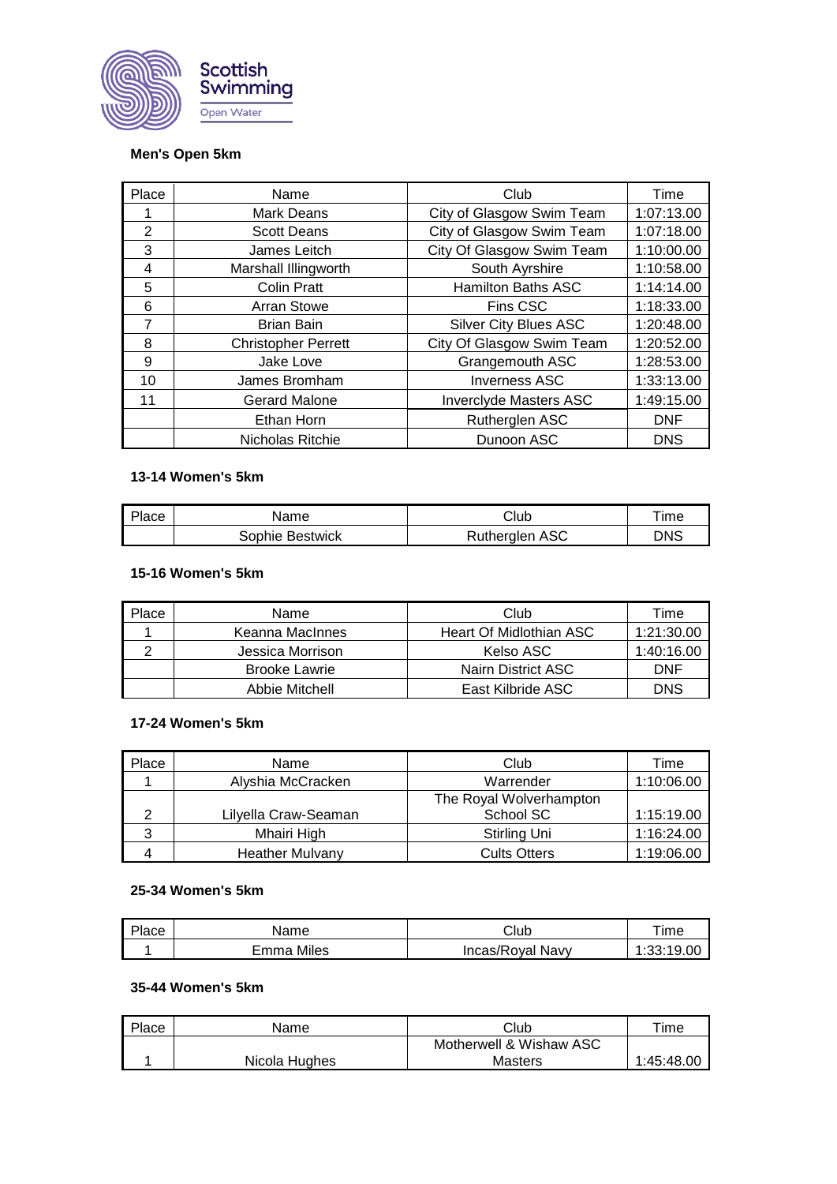Scottish Swimming
Open Water

**Men's Open 5km**

| Place | Name | Club | Time |
|---|---|---|---|
| 1 | Mark Deans | City of Glasgow Swim Team | 1:07:13.00 |
| 2 | Scott Deans | City of Glasgow Swim Team | 1:07:18.00 |
| 3 | James Leitch | City Of Glasgow Swim Team | 1:10:00.00 |
| 4 | Marshall Illingworth | South Ayrshire | 1:10:58.00 |
| 5 | Colin Pratt | Hamilton Baths ASC | 1:14:14.00 |
| 6 | Arran Stowe | Fins CSC | 1:18:33.00 |
| 7 | Brian Bain | Silver City Blues ASC | 1:20:48.00 |
| 8 | Christopher Perrett | City Of Glasgow Swim Team | 1:20:52.00 |
| 9 | Jake Love | Grangemouth ASC | 1:28:53.00 |
| 10 | James Bromham | Inverness ASC | 1:33:13.00 |
| 11 | Gerard Malone | Inverclyde Masters ASC | 1:49:15.00 |
| | Ethan Horn | Rutherglen ASC | DNF |
| | Nicholas Ritchie | Dunoon ASC | DNS |

**13-14 Women's 5km**

| Place | Name | Club | Time |
|---|---|---|---|
| | Sophie Bestwick | Rutherglen ASC | DNS |

**15-16 Women's 5km**

| Place | Name | Club | Time |
|---|---|---|---|
| 1 | Keanna MacInnes | Heart Of Midlothian ASC | 1:21:30.00 |
| 2 | Jessica Morrison | Kelso ASC | 1:40:16.00 |
| | Brooke Lawrie | Nairn District ASC | DNF |
| | Abbie Mitchell | East Kilbride ASC | DNS |

**17-24 Women's 5km**

| Place | Name | Club | Time |
|---|---|---|---|
| 1 | Alyshia McCracken | Warrender | 1:10:06.00 |
| 2 | Lilyella Craw-Seaman | The Royal Wolverhampton School SC | 1:15:19.00 |
| 3 | Mhairi High | Stirling Uni | 1:16:24.00 |
| 4 | Heather Mulvany | Cults Otters | 1:19:06.00 |

**25-34 Women's 5km**

| Place | Name | Club | Time |
|---|---|---|---|
| 1 | Emma Miles | Incas/Royal Navy | 1:33:19.00 |

**35-44 Women's 5km**

| Place | Name | Club | Time |
|---|---|---|---|
| 1 | Nicola Hughes | Motherwell & Wishaw ASC Masters | 1:45:48.00 |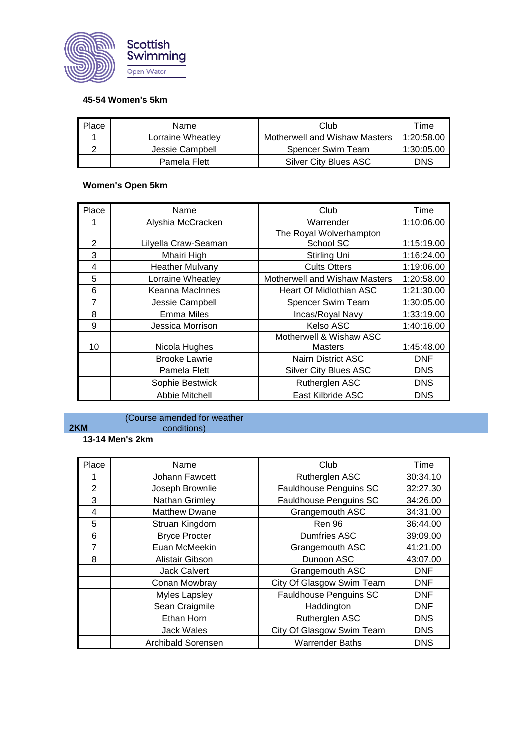Scottish Swimming
Open Water

### 45-54 Women's 5km

| Place | Name | Club | Time |
|---|---|---|---|
| 1 | Lorraine Wheatley | Motherwell and Wishaw Masters | 1:20:58.00 |
| 2 | Jessie Campbell | Spencer Swim Team | 1:30:05.00 |
|  | Pamela Flett | Silver City Blues ASC | DNS |

### Women's Open 5km

| Place | Name | Club | Time |
|---|---|---|---|
| 1 | Alyshia McCracken | Warrender | 1:10:06.00 |
| 2 | Lilyella Craw-Seaman | The Royal Wolverhampton School SC | 1:15:19.00 |
| 3 | Mhairi High | Stirling Uni | 1:16:24.00 |
| 4 | Heather Mulvany | Cults Otters | 1:19:06.00 |
| 5 | Lorraine Wheatley | Motherwell and Wishaw Masters | 1:20:58.00 |
| 6 | Keanna MacInnes | Heart Of Midlothian ASC | 1:21:30.00 |
| 7 | Jessie Campbell | Spencer Swim Team | 1:30:05.00 |
| 8 | Emma Miles | Incas/Royal Navy | 1:33:19.00 |
| 9 | Jessica Morrison | Kelso ASC | 1:40:16.00 |
| 10 | Nicola Hughes | Motherwell & Wishaw ASC Masters | 1:45:48.00 |
|  | Brooke Lawrie | Nairn District ASC | DNF |
|  | Pamela Flett | Silver City Blues ASC | DNS |
|  | Sophie Bestwick | Rutherglen ASC | DNS |
|  | Abbie Mitchell | East Kilbride ASC | DNS |

## 2KM (Course amended for weather conditions)

### 13-14 Men's 2km

| Place | Name | Club | Time |
|---|---|---|---|
| 1 | Johann Fawcett | Rutherglen ASC | 30:34.10 |
| 2 | Joseph Brownlie | Fauldhouse Penguins SC | 32:27.30 |
| 3 | Nathan Grimley | Fauldhouse Penguins SC | 34:26.00 |
| 4 | Matthew Dwane | Grangemouth ASC | 34:31.00 |
| 5 | Struan Kingdom | Ren 96 | 36:44.00 |
| 6 | Bryce Procter | Dumfries ASC | 39:09.00 |
| 7 | Euan McMeekin | Grangemouth ASC | 41:21.00 |
| 8 | Alistair Gibson | Dunoon ASC | 43:07.00 |
|  | Jack Calvert | Grangemouth ASC | DNF |
|  | Conan Mowbray | City Of Glasgow Swim Team | DNF |
|  | Myles Lapsley | Fauldhouse Penguins SC | DNF |
|  | Sean Craigmile | Haddington | DNF |
|  | Ethan Horn | Rutherglen ASC | DNS |
|  | Jack Wales | City Of Glasgow Swim Team | DNS |
|  | Archibald Sorensen | Warrender Baths | DNS |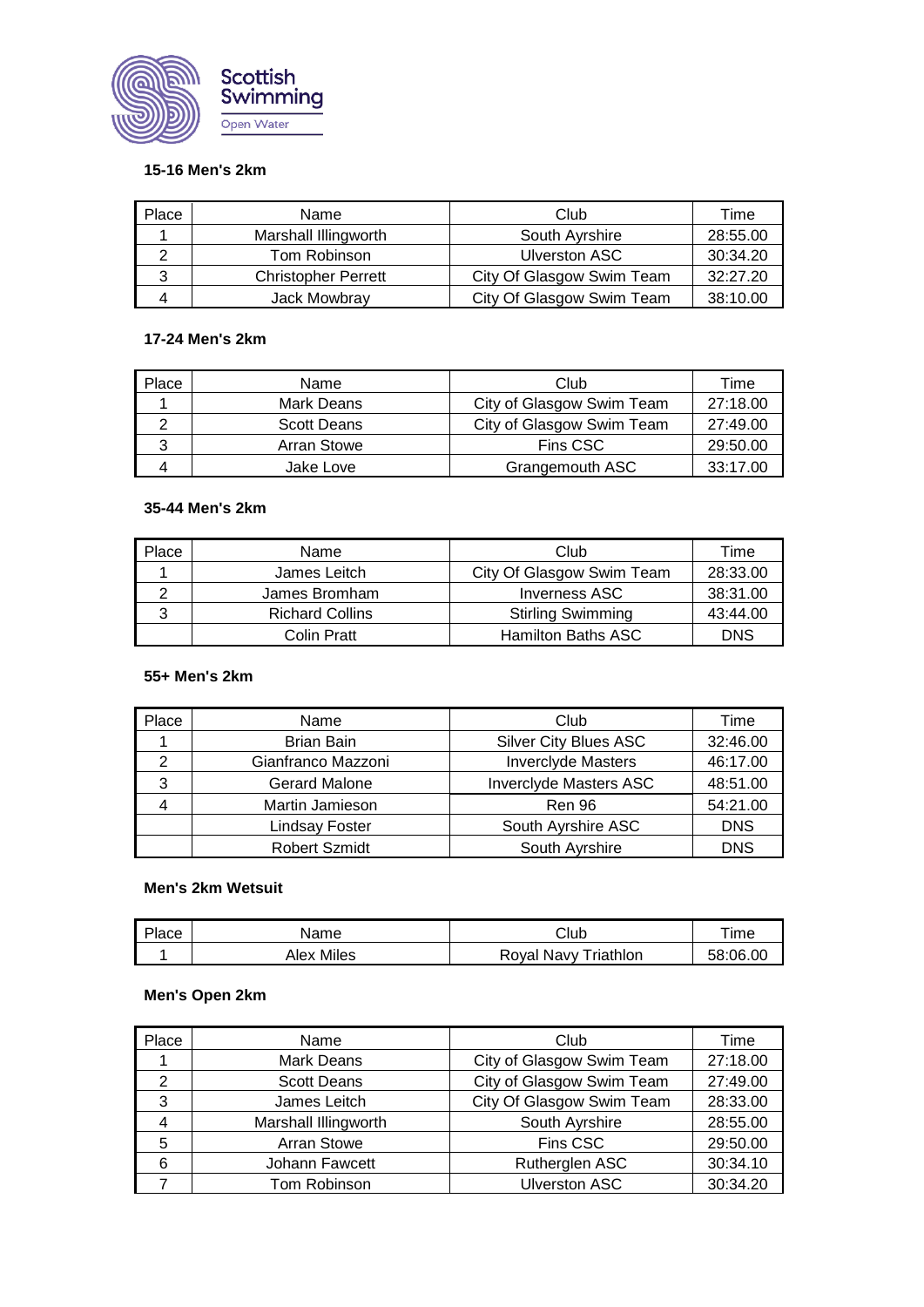Scottish Swimming
Open Water

### 15-16 Men's 2km

| Place | Name | Club | Time |
|---|---|---|---|
| 1 | Marshall Illingworth | South Ayrshire | 28:55.00 |
| 2 | Tom Robinson | Ulverston ASC | 30:34.20 |
| 3 | Christopher Perrett | City Of Glasgow Swim Team | 32:27.20 |
| 4 | Jack Mowbray | City Of Glasgow Swim Team | 38:10.00 |

### 17-24 Men's 2km

| Place | Name | Club | Time |
|---|---|---|---|
| 1 | Mark Deans | City of Glasgow Swim Team | 27:18.00 |
| 2 | Scott Deans | City of Glasgow Swim Team | 27:49.00 |
| 3 | Arran Stowe | Fins CSC | 29:50.00 |
| 4 | Jake Love | Grangemouth ASC | 33:17.00 |

### 35-44 Men's 2km

| Place | Name | Club | Time |
|---|---|---|---|
| 1 | James Leitch | City Of Glasgow Swim Team | 28:33.00 |
| 2 | James Bromham | Inverness ASC | 38:31.00 |
| 3 | Richard Collins | Stirling Swimming | 43:44.00 |
| | Colin Pratt | Hamilton Baths ASC | DNS |

### 55+ Men's 2km

| Place | Name | Club | Time |
|---|---|---|---|
| 1 | Brian Bain | Silver City Blues ASC | 32:46.00 |
| 2 | Gianfranco Mazzoni | Inverclyde Masters | 46:17.00 |
| 3 | Gerard Malone | Inverclyde Masters ASC | 48:51.00 |
| 4 | Martin Jamieson | Ren 96 | 54:21.00 |
| | Lindsay Foster | South Ayrshire ASC | DNS |
| | Robert Szmidt | South Ayrshire | DNS |

### Men's 2km Wetsuit

| Place | Name | Club | Time |
|---|---|---|---|
| 1 | Alex Miles | Royal Navy Triathlon | 58:06.00 |

### Men's Open 2km

| Place | Name | Club | Time |
|---|---|---|---|
| 1 | Mark Deans | City of Glasgow Swim Team | 27:18.00 |
| 2 | Scott Deans | City of Glasgow Swim Team | 27:49.00 |
| 3 | James Leitch | City Of Glasgow Swim Team | 28:33.00 |
| 4 | Marshall Illingworth | South Ayrshire | 28:55.00 |
| 5 | Arran Stowe | Fins CSC | 29:50.00 |
| 6 | Johann Fawcett | Rutherglen ASC | 30:34.10 |
| 7 | Tom Robinson | Ulverston ASC | 30:34.20 |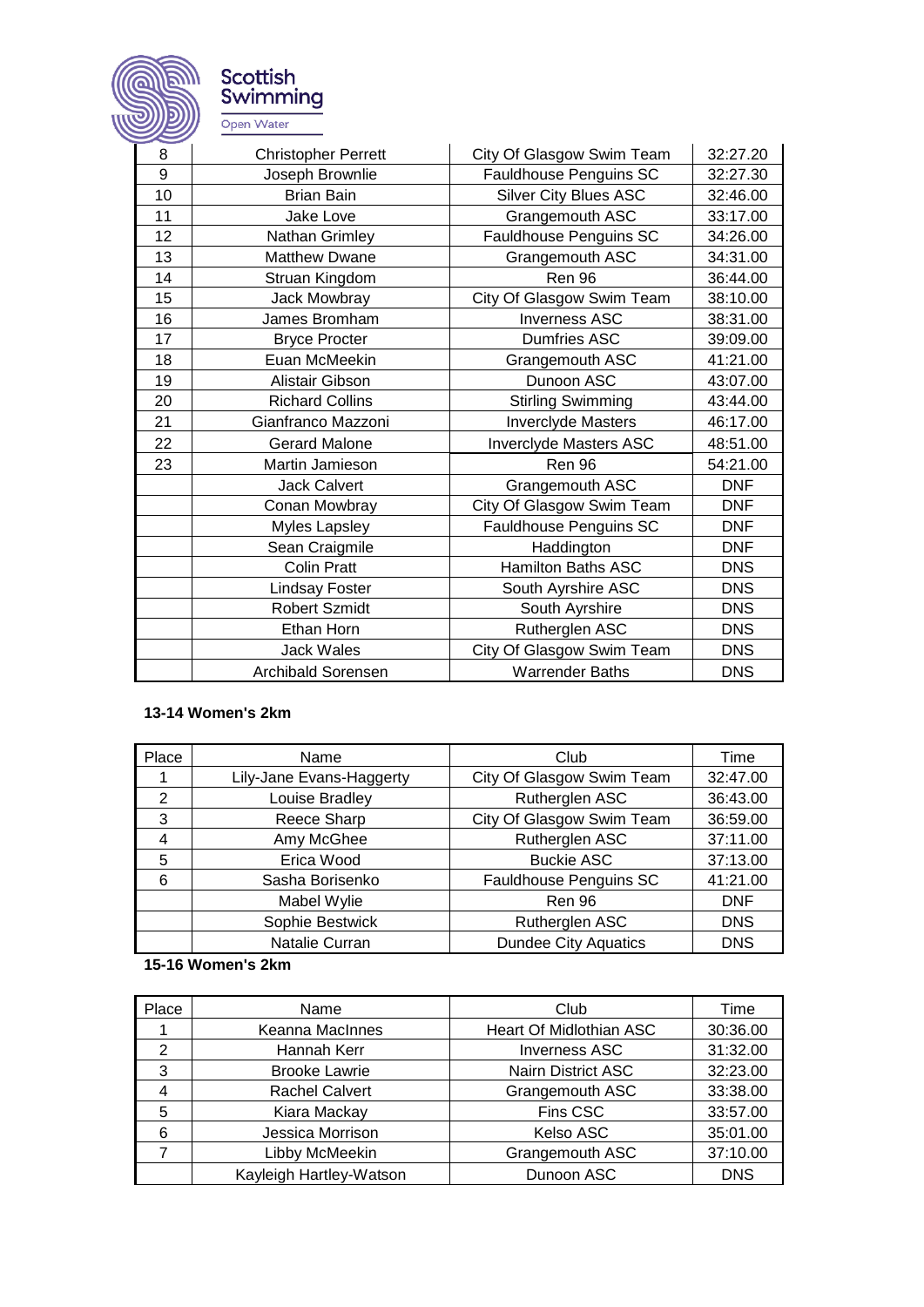| Place | Name | Club | Time |
|---|---|---|---|
| 8 | Christopher Perrett | City Of Glasgow Swim Team | 32:27.20 |
| 9 | Joseph Brownlie | Fauldhouse Penguins SC | 32:27.30 |
| 10 | Brian Bain | Silver City Blues ASC | 32:46.00 |
| 11 | Jake Love | Grangemouth ASC | 33:17.00 |
| 12 | Nathan Grimley | Fauldhouse Penguins SC | 34:26.00 |
| 13 | Matthew Dwane | Grangemouth ASC | 34:31.00 |
| 14 | Struan Kingdom | Ren 96 | 36:44.00 |
| 15 | Jack Mowbray | City Of Glasgow Swim Team | 38:10.00 |
| 16 | James Bromham | Inverness ASC | 38:31.00 |
| 17 | Bryce Procter | Dumfries ASC | 39:09.00 |
| 18 | Euan McMeekin | Grangemouth ASC | 41:21.00 |
| 19 | Alistair Gibson | Dunoon ASC | 43:07.00 |
| 20 | Richard Collins | Stirling Swimming | 43:44.00 |
| 21 | Gianfranco Mazzoni | Inverclyde Masters | 46:17.00 |
| 22 | Gerard Malone | Inverclyde Masters ASC | 48:51.00 |
| 23 | Martin Jamieson | Ren 96 | 54:21.00 |
| | Jack Calvert | Grangemouth ASC | DNF |
| | Conan Mowbray | City Of Glasgow Swim Team | DNF |
| | Myles Lapsley | Fauldhouse Penguins SC | DNF |
| | Sean Craigmile | Haddington | DNF |
| | Colin Pratt | Hamilton Baths ASC | DNS |
| | Lindsay Foster | South Ayrshire ASC | DNS |
| | Robert Szmidt | South Ayrshire | DNS |
| | Ethan Horn | Rutherglen ASC | DNS |
| | Jack Wales | City Of Glasgow Swim Team | DNS |
| | Archibald Sorensen | Warrender Baths | DNS |

**13-14 Women's 2km**

| Place | Name | Club | Time |
|---|---|---|---|
| 1 | Lily-Jane Evans-Haggerty | City Of Glasgow Swim Team | 32:47.00 |
| 2 | Louise Bradley | Rutherglen ASC | 36:43.00 |
| 3 | Reece Sharp | City Of Glasgow Swim Team | 36:59.00 |
| 4 | Amy McGhee | Rutherglen ASC | 37:11.00 |
| 5 | Erica Wood | Buckie ASC | 37:13.00 |
| 6 | Sasha Borisenko | Fauldhouse Penguins SC | 41:21.00 |
| | Mabel Wylie | Ren 96 | DNF |
| | Sophie Bestwick | Rutherglen ASC | DNS |
| | Natalie Curran | Dundee City Aquatics | DNS |

**15-16 Women's 2km**

| Place | Name | Club | Time |
|---|---|---|---|
| 1 | Keanna MacInnes | Heart Of Midlothian ASC | 30:36.00 |
| 2 | Hannah Kerr | Inverness ASC | 31:32.00 |
| 3 | Brooke Lawrie | Nairn District ASC | 32:23.00 |
| 4 | Rachel Calvert | Grangemouth ASC | 33:38.00 |
| 5 | Kiara Mackay | Fins CSC | 33:57.00 |
| 6 | Jessica Morrison | Kelso ASC | 35:01.00 |
| 7 | Libby McMeekin | Grangemouth ASC | 37:10.00 |
| | Kayleigh Hartley-Watson | Dunoon ASC | DNS |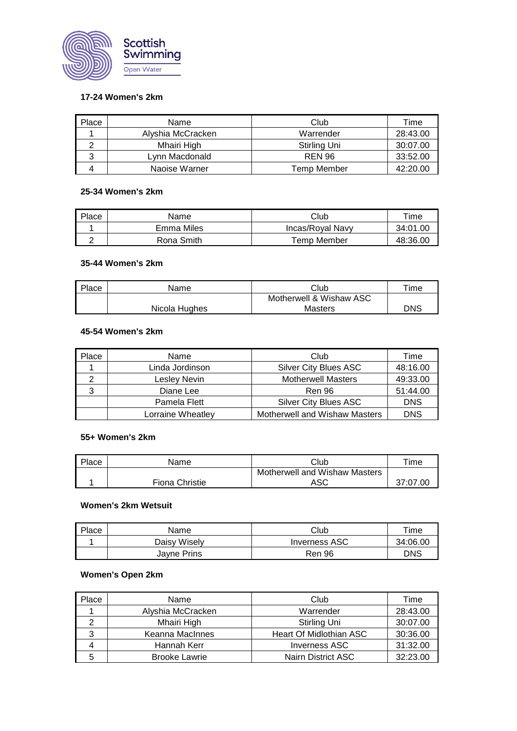Scottish Swimming
Open Water

### 17-24 Women's 2km

| Place | Name | Club | Time |
|---|---|---|---|
| 1 | Alyshia McCracken | Warrender | 28:43.00 |
| 2 | Mhairi High | Stirling Uni | 30:07.00 |
| 3 | Lynn Macdonald | REN 96 | 33:52.00 |
| 4 | Naoise Warner | Temp Member | 42:20.00 |

### 25-34 Women's 2km

| Place | Name | Club | Time |
|---|---|---|---|
| 1 | Emma Miles | Incas/Royal Navy | 34:01.00 |
| 2 | Rona Smith | Temp Member | 48:36.00 |

### 35-44 Women's 2km

| Place | Name | Club | Time |
|---|---|---|---|
| | Nicola Hughes | Motherwell & Wishaw ASC Masters | DNS |

### 45-54 Women's 2km

| Place | Name | Club | Time |
|---|---|---|---|
| 1 | Linda Jordinson | Silver City Blues ASC | 48:16.00 |
| 2 | Lesley Nevin | Motherwell Masters | 49:33.00 |
| 3 | Diane Lee | Ren 96 | 51:44.00 |
| | Pamela Flett | Silver City Blues ASC | DNS |
| | Lorraine Wheatley | Motherwell and Wishaw Masters | DNS |

### 55+ Women's 2km

| Place | Name | Club | Time |
|---|---|---|---|
| 1 | Fiona Christie | Motherwell and Wishaw Masters ASC | 37:07.00 |

### Women's 2km Wetsuit

| Place | Name | Club | Time |
|---|---|---|---|
| 1 | Daisy Wisely | Inverness ASC | 34:06.00 |
| | Jayne Prins | Ren 96 | DNS |

### Women's Open 2km

| Place | Name | Club | Time |
|---|---|---|---|
| 1 | Alyshia McCracken | Warrender | 28:43.00 |
| 2 | Mhairi High | Stirling Uni | 30:07.00 |
| 3 | Keanna MacInnes | Heart Of Midlothian ASC | 30:36.00 |
| 4 | Hannah Kerr | Inverness ASC | 31:32.00 |
| 5 | Brooke Lawrie | Nairn District ASC | 32:23.00 |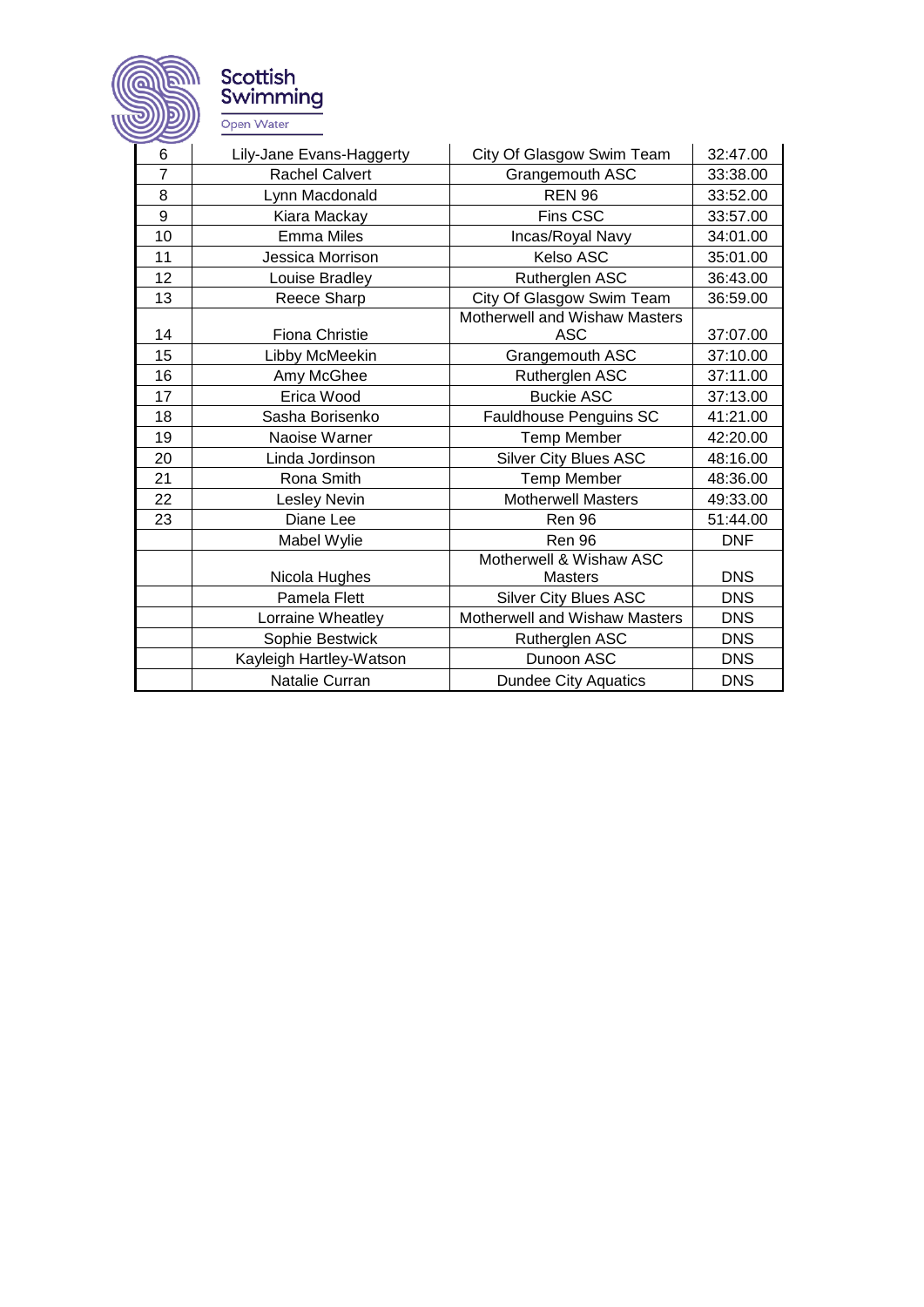Scottish Swimming

Open Water

| | | | |
|---|---|---|---|
| 6 | Lily-Jane Evans-Haggerty | City Of Glasgow Swim Team | 32:47.00 |
| 7 | Rachel Calvert | Grangemouth ASC | 33:38.00 |
| 8 | Lynn Macdonald | REN 96 | 33:52.00 |
| 9 | Kiara Mackay | Fins CSC | 33:57.00 |
| 10 | Emma Miles | Incas/Royal Navy | 34:01.00 |
| 11 | Jessica Morrison | Kelso ASC | 35:01.00 |
| 12 | Louise Bradley | Rutherglen ASC | 36:43.00 |
| 13 | Reece Sharp | City Of Glasgow Swim Team | 36:59.00 |
| 14 | Fiona Christie | Motherwell and Wishaw Masters ASC | 37:07.00 |
| 15 | Libby McMeekin | Grangemouth ASC | 37:10.00 |
| 16 | Amy McGhee | Rutherglen ASC | 37:11.00 |
| 17 | Erica Wood | Buckie ASC | 37:13.00 |
| 18 | Sasha Borisenko | Fauldhouse Penguins SC | 41:21.00 |
| 19 | Naoise Warner | Temp Member | 42:20.00 |
| 20 | Linda Jordinson | Silver City Blues ASC | 48:16.00 |
| 21 | Rona Smith | Temp Member | 48:36.00 |
| 22 | Lesley Nevin | Motherwell Masters | 49:33.00 |
| 23 | Diane Lee | Ren 96 | 51:44.00 |
| | Mabel Wylie | Ren 96 | DNF |
| | Nicola Hughes | Motherwell & Wishaw ASC Masters | DNS |
| | Pamela Flett | Silver City Blues ASC | DNS |
| | Lorraine Wheatley | Motherwell and Wishaw Masters | DNS |
| | Sophie Bestwick | Rutherglen ASC | DNS |
| | Kayleigh Hartley-Watson | Dunoon ASC | DNS |
| | Natalie Curran | Dundee City Aquatics | DNS |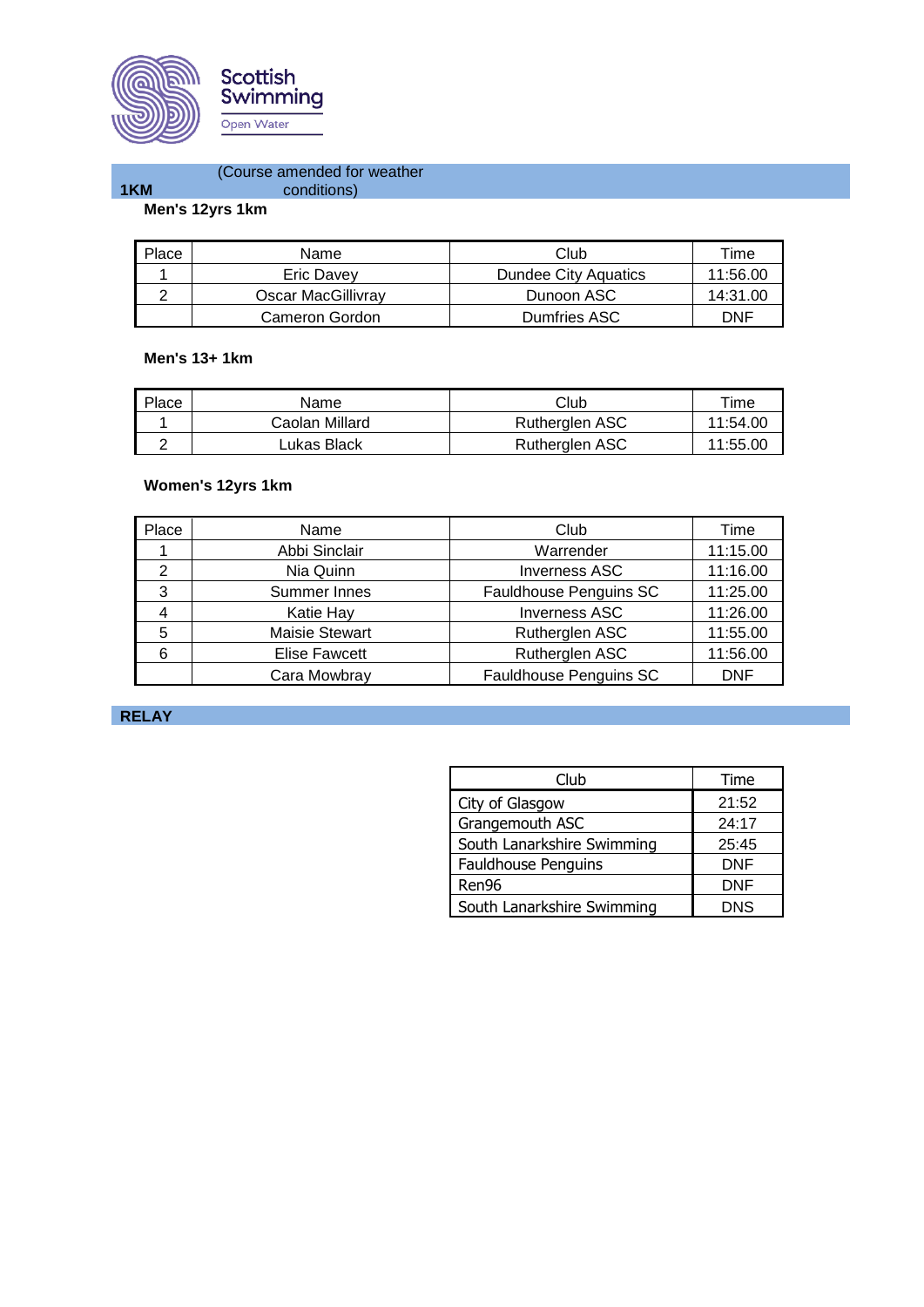Scottish Swimming

Open Water

## 1KM (Course amended for weather conditions)

### Men's 12yrs 1km

| Place | Name | Club | Time |
|---|---|---|---|
| 1 | Eric Davey | Dundee City Aquatics | 11:56.00 |
| 2 | Oscar MacGillivray | Dunoon ASC | 14:31.00 |
| | Cameron Gordon | Dumfries ASC | DNF |

### Men's 13+ 1km

| Place | Name | Club | Time |
|---|---|---|---|
| 1 | Caolan Millard | Rutherglen ASC | 11:54.00 |
| 2 | Lukas Black | Rutherglen ASC | 11:55.00 |

### Women's 12yrs 1km

| Place | Name | Club | Time |
|---|---|---|---|
| 1 | Abbi Sinclair | Warrender | 11:15.00 |
| 2 | Nia Quinn | Inverness ASC | 11:16.00 |
| 3 | Summer Innes | Fauldhouse Penguins SC | 11:25.00 |
| 4 | Katie Hay | Inverness ASC | 11:26.00 |
| 5 | Maisie Stewart | Rutherglen ASC | 11:55.00 |
| 6 | Elise Fawcett | Rutherglen ASC | 11:56.00 |
| | Cara Mowbray | Fauldhouse Penguins SC | DNF |

## RELAY

| Club | Time |
|---|---|
| City of Glasgow | 21:52 |
| Grangemouth ASC | 24:17 |
| South Lanarkshire Swimming | 25:45 |
| Fauldhouse Penguins | DNF |
| Ren96 | DNF |
| South Lanarkshire Swimming | DNS |